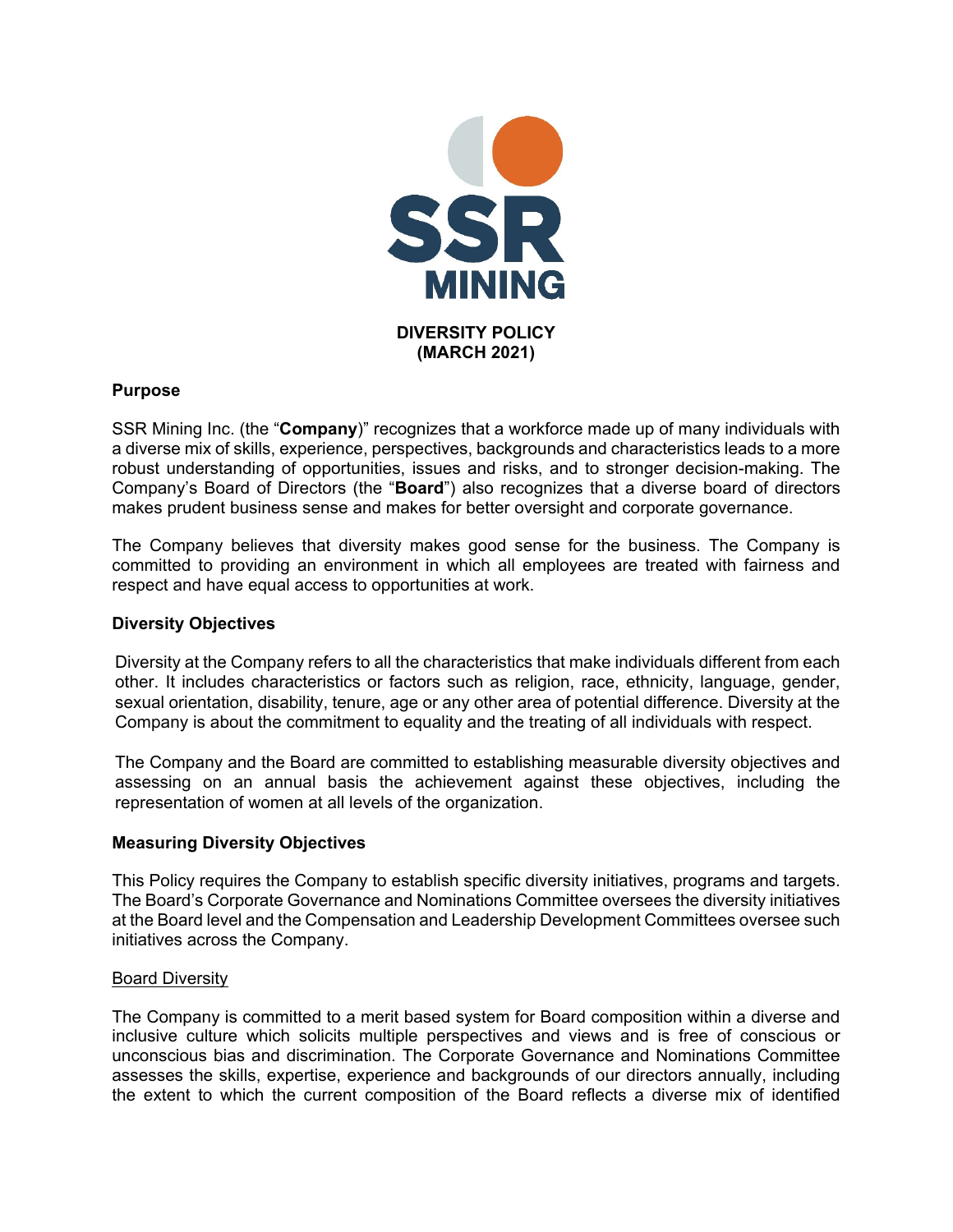SSR MINING

# DIVERSITY POLICY
(MARCH 2021)

## Purpose

SSR Mining Inc. (the "**Company**)" recognizes that a workforce made up of many individuals with a diverse mix of skills, experience, perspectives, backgrounds and characteristics leads to a more robust understanding of opportunities, issues and risks, and to stronger decision-making. The Company's Board of Directors (the "**Board**") also recognizes that a diverse board of directors makes prudent business sense and makes for better oversight and corporate governance.

The Company believes that diversity makes good sense for the business. The Company is committed to providing an environment in which all employees are treated with fairness and respect and have equal access to opportunities at work.

## Diversity Objectives

Diversity at the Company refers to all the characteristics that make individuals different from each other. It includes characteristics or factors such as religion, race, ethnicity, language, gender, sexual orientation, disability, tenure, age or any other area of potential difference. Diversity at the Company is about the commitment to equality and the treating of all individuals with respect.

The Company and the Board are committed to establishing measurable diversity objectives and assessing on an annual basis the achievement against these objectives, including the representation of women at all levels of the organization.

## Measuring Diversity Objectives

This Policy requires the Company to establish specific diversity initiatives, programs and targets. The Board's Corporate Governance and Nominations Committee oversees the diversity initiatives at the Board level and the Compensation and Leadership Development Committees oversee such initiatives across the Company.

### Board Diversity

The Company is committed to a merit based system for Board composition within a diverse and inclusive culture which solicits multiple perspectives and views and is free of conscious or unconscious bias and discrimination. The Corporate Governance and Nominations Committee assesses the skills, expertise, experience and backgrounds of our directors annually, including the extent to which the current composition of the Board reflects a diverse mix of identified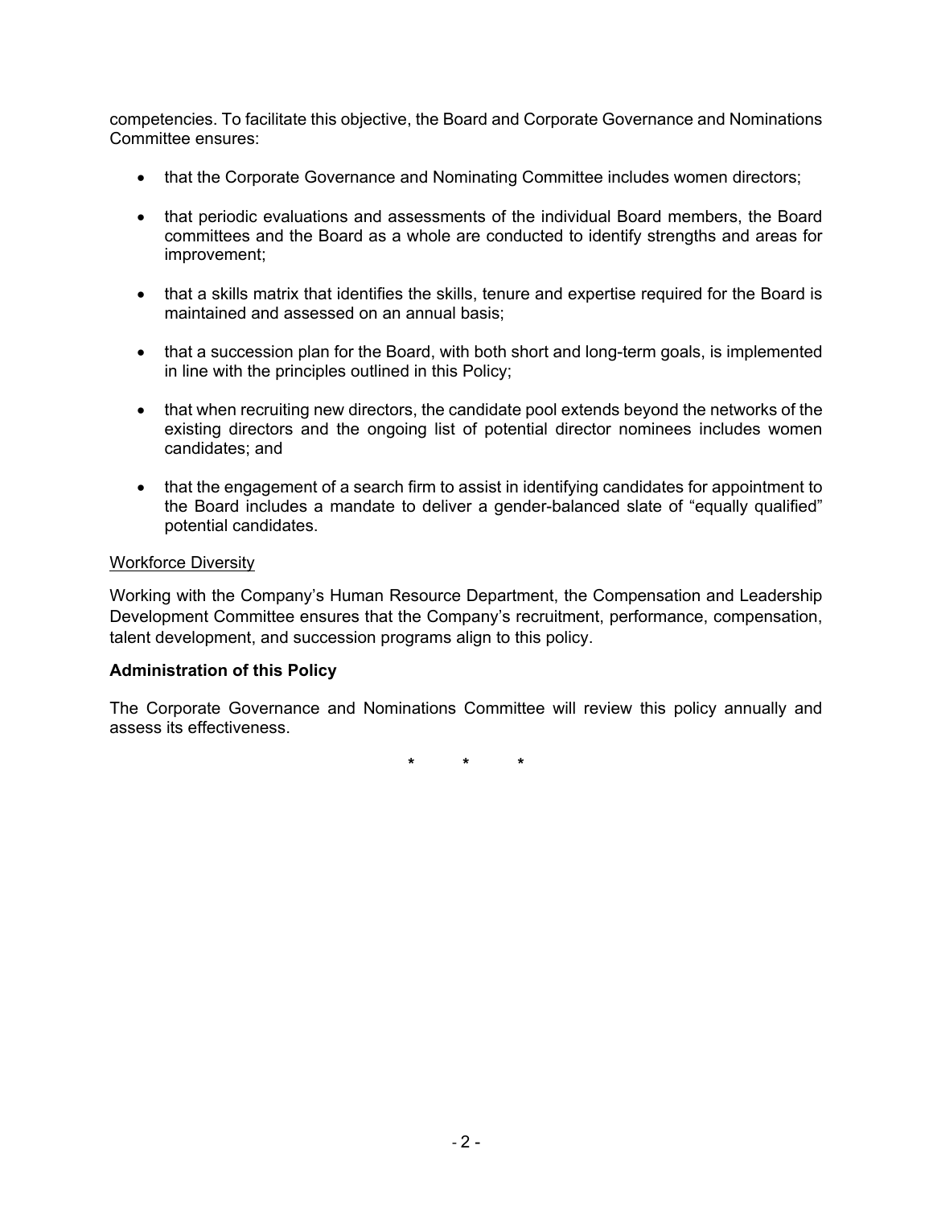competencies. To facilitate this objective, the Board and Corporate Governance and Nominations Committee ensures:

- that the Corporate Governance and Nominating Committee includes women directors;
- that periodic evaluations and assessments of the individual Board members, the Board committees and the Board as a whole are conducted to identify strengths and areas for improvement;
- that a skills matrix that identifies the skills, tenure and expertise required for the Board is maintained and assessed on an annual basis;
- that a succession plan for the Board, with both short and long-term goals, is implemented in line with the principles outlined in this Policy;
- that when recruiting new directors, the candidate pool extends beyond the networks of the existing directors and the ongoing list of potential director nominees includes women candidates; and
- that the engagement of a search firm to assist in identifying candidates for appointment to the Board includes a mandate to deliver a gender-balanced slate of "equally qualified" potential candidates.

Workforce Diversity

Working with the Company's Human Resource Department, the Compensation and Leadership Development Committee ensures that the Company's recruitment, performance, compensation, talent development, and succession programs align to this policy.

**Administration of this Policy**

The Corporate Governance and Nominations Committee will review this policy annually and assess its effectiveness.

\* \* \*